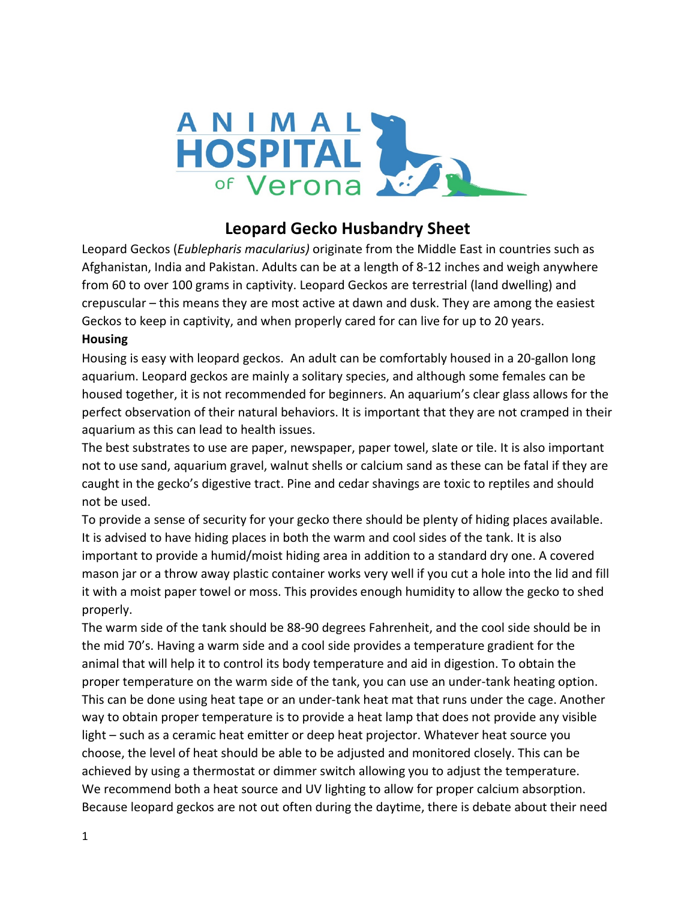ANIMAL HOSPITAL of Verona

# Leopard Gecko Husbandry Sheet

Leopard Geckos (*Eublepharis macularius)* originate from the Middle East in countries such as Afghanistan, India and Pakistan. Adults can be at a length of 8-12 inches and weigh anywhere from 60 to over 100 grams in captivity. Leopard Geckos are terrestrial (land dwelling) and crepuscular – this means they are most active at dawn and dusk. They are among the easiest Geckos to keep in captivity, and when properly cared for can live for up to 20 years.

**Housing**

Housing is easy with leopard geckos. An adult can be comfortably housed in a 20-gallon long aquarium. Leopard geckos are mainly a solitary species, and although some females can be housed together, it is not recommended for beginners. An aquarium's clear glass allows for the perfect observation of their natural behaviors. It is important that they are not cramped in their aquarium as this can lead to health issues.

The best substrates to use are paper, newspaper, paper towel, slate or tile. It is also important not to use sand, aquarium gravel, walnut shells or calcium sand as these can be fatal if they are caught in the gecko's digestive tract. Pine and cedar shavings are toxic to reptiles and should not be used.

To provide a sense of security for your gecko there should be plenty of hiding places available. It is advised to have hiding places in both the warm and cool sides of the tank. It is also important to provide a humid/moist hiding area in addition to a standard dry one. A covered mason jar or a throw away plastic container works very well if you cut a hole into the lid and fill it with a moist paper towel or moss. This provides enough humidity to allow the gecko to shed properly.

The warm side of the tank should be 88-90 degrees Fahrenheit, and the cool side should be in the mid 70's. Having a warm side and a cool side provides a temperature gradient for the animal that will help it to control its body temperature and aid in digestion. To obtain the proper temperature on the warm side of the tank, you can use an under-tank heating option. This can be done using heat tape or an under-tank heat mat that runs under the cage. Another way to obtain proper temperature is to provide a heat lamp that does not provide any visible light – such as a ceramic heat emitter or deep heat projector. Whatever heat source you choose, the level of heat should be able to be adjusted and monitored closely. This can be achieved by using a thermostat or dimmer switch allowing you to adjust the temperature.

We recommend both a heat source and UV lighting to allow for proper calcium absorption. Because leopard geckos are not out often during the daytime, there is debate about their need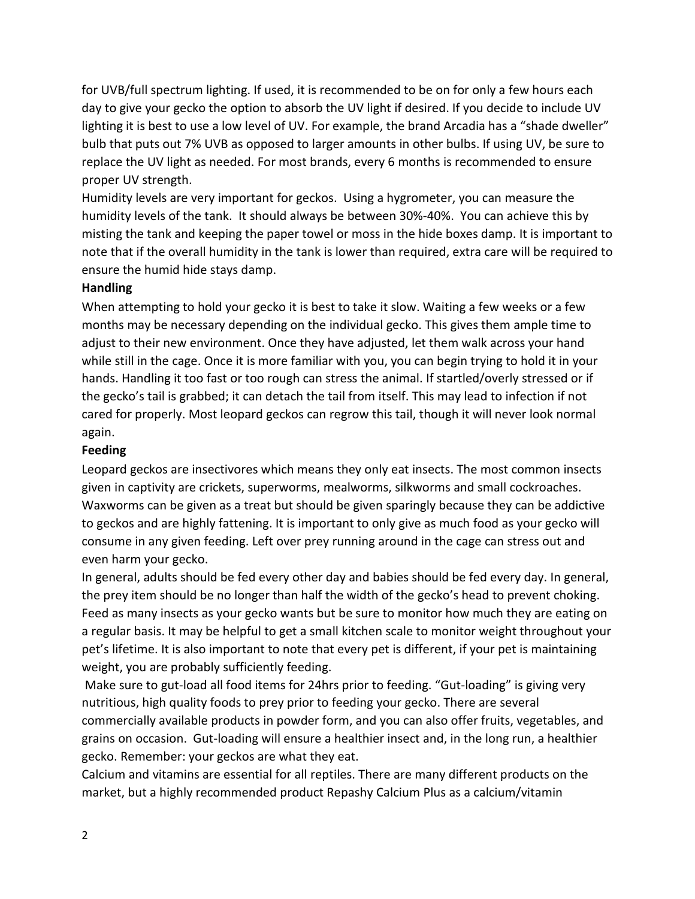for UVB/full spectrum lighting. If used, it is recommended to be on for only a few hours each day to give your gecko the option to absorb the UV light if desired. If you decide to include UV lighting it is best to use a low level of UV. For example, the brand Arcadia has a "shade dweller" bulb that puts out 7% UVB as opposed to larger amounts in other bulbs. If using UV, be sure to replace the UV light as needed. For most brands, every 6 months is recommended to ensure proper UV strength.

Humidity levels are very important for geckos. Using a hygrometer, you can measure the humidity levels of the tank. It should always be between 30%-40%. You can achieve this by misting the tank and keeping the paper towel or moss in the hide boxes damp. It is important to note that if the overall humidity in the tank is lower than required, extra care will be required to ensure the humid hide stays damp.

**Handling**

When attempting to hold your gecko it is best to take it slow. Waiting a few weeks or a few months may be necessary depending on the individual gecko. This gives them ample time to adjust to their new environment. Once they have adjusted, let them walk across your hand while still in the cage. Once it is more familiar with you, you can begin trying to hold it in your hands. Handling it too fast or too rough can stress the animal. If startled/overly stressed or if the gecko's tail is grabbed; it can detach the tail from itself. This may lead to infection if not cared for properly. Most leopard geckos can regrow this tail, though it will never look normal again.

**Feeding**

Leopard geckos are insectivores which means they only eat insects. The most common insects given in captivity are crickets, superworms, mealworms, silkworms and small cockroaches. Waxworms can be given as a treat but should be given sparingly because they can be addictive to geckos and are highly fattening. It is important to only give as much food as your gecko will consume in any given feeding. Left over prey running around in the cage can stress out and even harm your gecko.

In general, adults should be fed every other day and babies should be fed every day. In general, the prey item should be no longer than half the width of the gecko's head to prevent choking. Feed as many insects as your gecko wants but be sure to monitor how much they are eating on a regular basis. It may be helpful to get a small kitchen scale to monitor weight throughout your pet's lifetime. It is also important to note that every pet is different, if your pet is maintaining weight, you are probably sufficiently feeding.

Make sure to gut-load all food items for 24hrs prior to feeding. "Gut-loading" is giving very nutritious, high quality foods to prey prior to feeding your gecko. There are several commercially available products in powder form, and you can also offer fruits, vegetables, and grains on occasion. Gut-loading will ensure a healthier insect and, in the long run, a healthier gecko. Remember: your geckos are what they eat.

Calcium and vitamins are essential for all reptiles. There are many different products on the market, but a highly recommended product Repashy Calcium Plus as a calcium/vitamin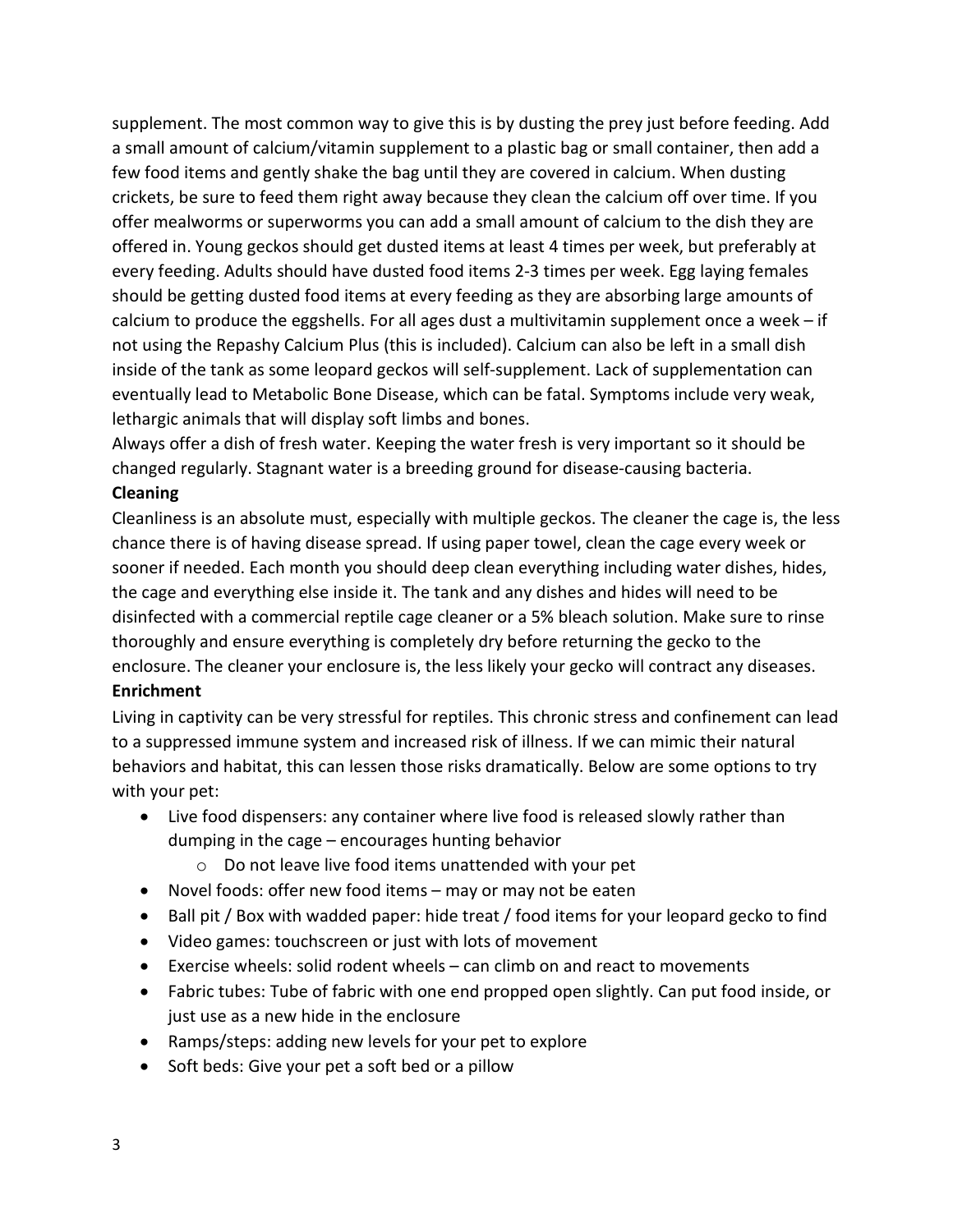supplement. The most common way to give this is by dusting the prey just before feeding. Add a small amount of calcium/vitamin supplement to a plastic bag or small container, then add a few food items and gently shake the bag until they are covered in calcium. When dusting crickets, be sure to feed them right away because they clean the calcium off over time. If you offer mealworms or superworms you can add a small amount of calcium to the dish they are offered in. Young geckos should get dusted items at least 4 times per week, but preferably at every feeding. Adults should have dusted food items 2-3 times per week. Egg laying females should be getting dusted food items at every feeding as they are absorbing large amounts of calcium to produce the eggshells. For all ages dust a multivitamin supplement once a week – if not using the Repashy Calcium Plus (this is included). Calcium can also be left in a small dish inside of the tank as some leopard geckos will self-supplement. Lack of supplementation can eventually lead to Metabolic Bone Disease, which can be fatal. Symptoms include very weak, lethargic animals that will display soft limbs and bones.

Always offer a dish of fresh water. Keeping the water fresh is very important so it should be changed regularly. Stagnant water is a breeding ground for disease-causing bacteria.

**Cleaning**

Cleanliness is an absolute must, especially with multiple geckos. The cleaner the cage is, the less chance there is of having disease spread. If using paper towel, clean the cage every week or sooner if needed. Each month you should deep clean everything including water dishes, hides, the cage and everything else inside it. The tank and any dishes and hides will need to be disinfected with a commercial reptile cage cleaner or a 5% bleach solution. Make sure to rinse thoroughly and ensure everything is completely dry before returning the gecko to the enclosure. The cleaner your enclosure is, the less likely your gecko will contract any diseases.

**Enrichment**

Living in captivity can be very stressful for reptiles. This chronic stress and confinement can lead to a suppressed immune system and increased risk of illness. If we can mimic their natural behaviors and habitat, this can lessen those risks dramatically. Below are some options to try with your pet:

- Live food dispensers: any container where live food is released slowly rather than dumping in the cage – encourages hunting behavior
    - Do not leave live food items unattended with your pet
- Novel foods: offer new food items – may or may not be eaten
- Ball pit / Box with wadded paper: hide treat / food items for your leopard gecko to find
- Video games: touchscreen or just with lots of movement
- Exercise wheels: solid rodent wheels – can climb on and react to movements
- Fabric tubes: Tube of fabric with one end propped open slightly. Can put food inside, or just use as a new hide in the enclosure
- Ramps/steps: adding new levels for your pet to explore
- Soft beds: Give your pet a soft bed or a pillow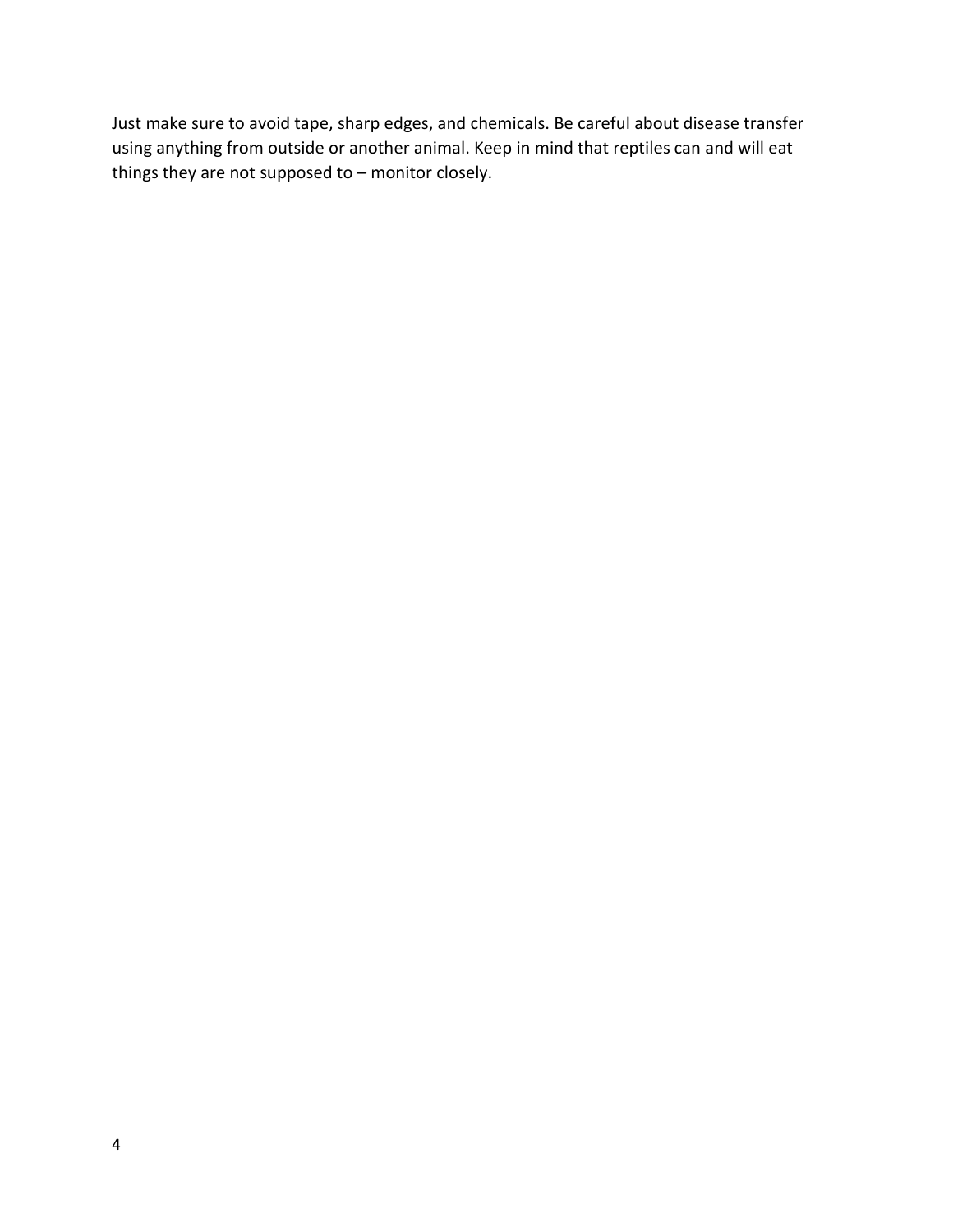Just make sure to avoid tape, sharp edges, and chemicals. Be careful about disease transfer using anything from outside or another animal. Keep in mind that reptiles can and will eat things they are not supposed to – monitor closely.